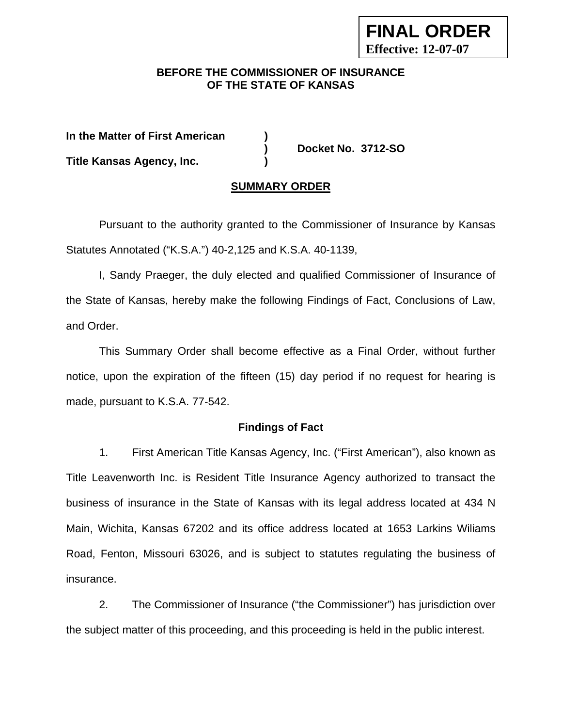**FINAL ORDER**
**Effective: 12-07-07**

**BEFORE THE COMMISSIONER OF INSURANCE**
**OF THE STATE OF KANSAS**

**In the Matter of First American** )
) **Docket No. 3712-SO**
**Title Kansas Agency, Inc.** )

## SUMMARY ORDER

Pursuant to the authority granted to the Commissioner of Insurance by Kansas Statutes Annotated ("K.S.A.") 40-2,125 and K.S.A. 40-1139,

I, Sandy Praeger, the duly elected and qualified Commissioner of Insurance of the State of Kansas, hereby make the following Findings of Fact, Conclusions of Law, and Order.

This Summary Order shall become effective as a Final Order, without further notice, upon the expiration of the fifteen (15) day period if no request for hearing is made, pursuant to K.S.A. 77-542.

### Findings of Fact

1. First American Title Kansas Agency, Inc. ("First American"), also known as Title Leavenworth Inc. is Resident Title Insurance Agency authorized to transact the business of insurance in the State of Kansas with its legal address located at 434 N Main, Wichita, Kansas 67202 and its office address located at 1653 Larkins Wiliams Road, Fenton, Missouri 63026, and is subject to statutes regulating the business of insurance.

2. The Commissioner of Insurance ("the Commissioner") has jurisdiction over the subject matter of this proceeding, and this proceeding is held in the public interest.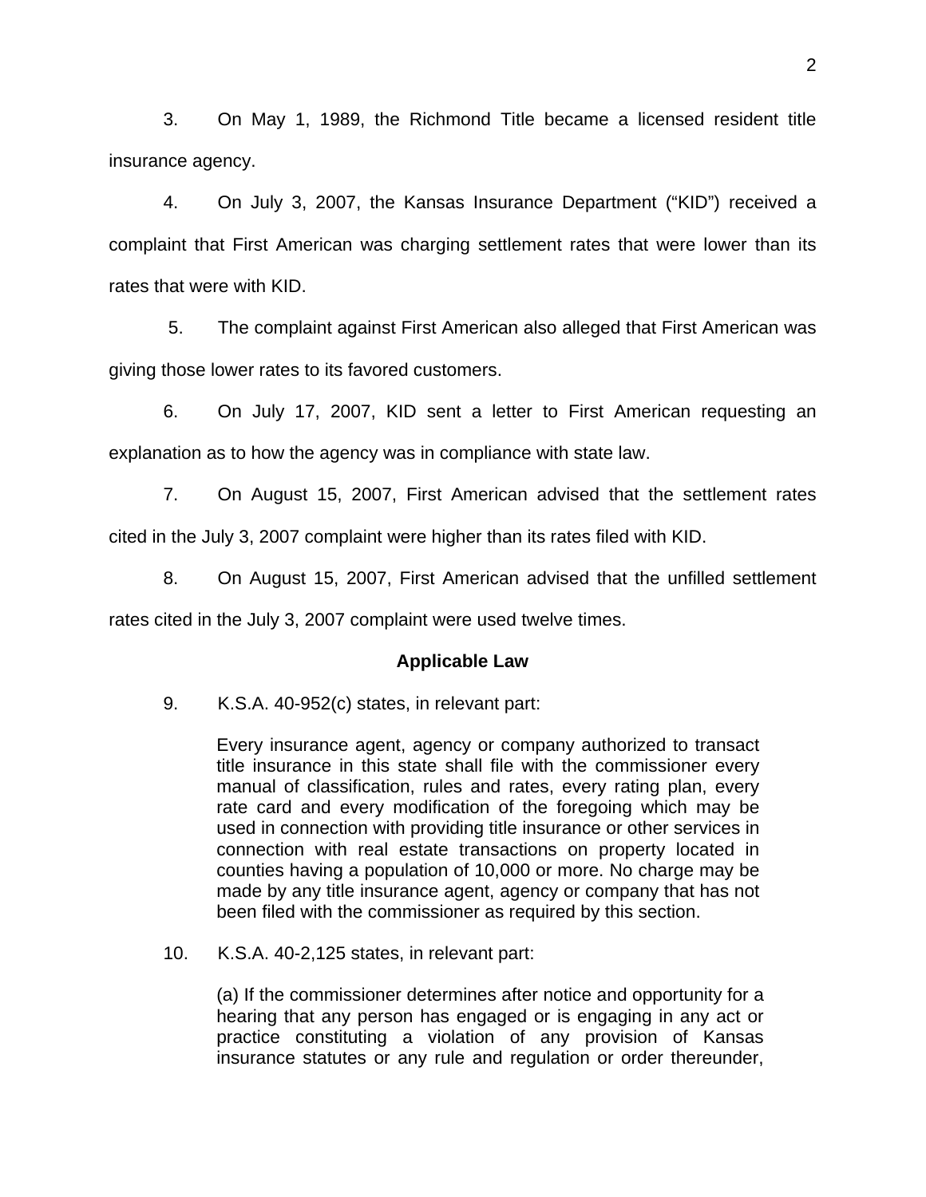3. On May 1, 1989, the Richmond Title became a licensed resident title insurance agency.

4. On July 3, 2007, the Kansas Insurance Department ("KID") received a complaint that First American was charging settlement rates that were lower than its rates that were with KID.

5. The complaint against First American also alleged that First American was giving those lower rates to its favored customers.

6. On July 17, 2007, KID sent a letter to First American requesting an explanation as to how the agency was in compliance with state law.

7. On August 15, 2007, First American advised that the settlement rates cited in the July 3, 2007 complaint were higher than its rates filed with KID.

8. On August 15, 2007, First American advised that the unfilled settlement rates cited in the July 3, 2007 complaint were used twelve times.

**Applicable Law**

9. K.S.A. 40-952(c) states, in relevant part:

> Every insurance agent, agency or company authorized to transact title insurance in this state shall file with the commissioner every manual of classification, rules and rates, every rating plan, every rate card and every modification of the foregoing which may be used in connection with providing title insurance or other services in connection with real estate transactions on property located in counties having a population of 10,000 or more. No charge may be made by any title insurance agent, agency or company that has not been filed with the commissioner as required by this section.

10. K.S.A. 40-2,125 states, in relevant part:

> (a) If the commissioner determines after notice and opportunity for a hearing that any person has engaged or is engaging in any act or practice constituting a violation of any provision of Kansas insurance statutes or any rule and regulation or order thereunder,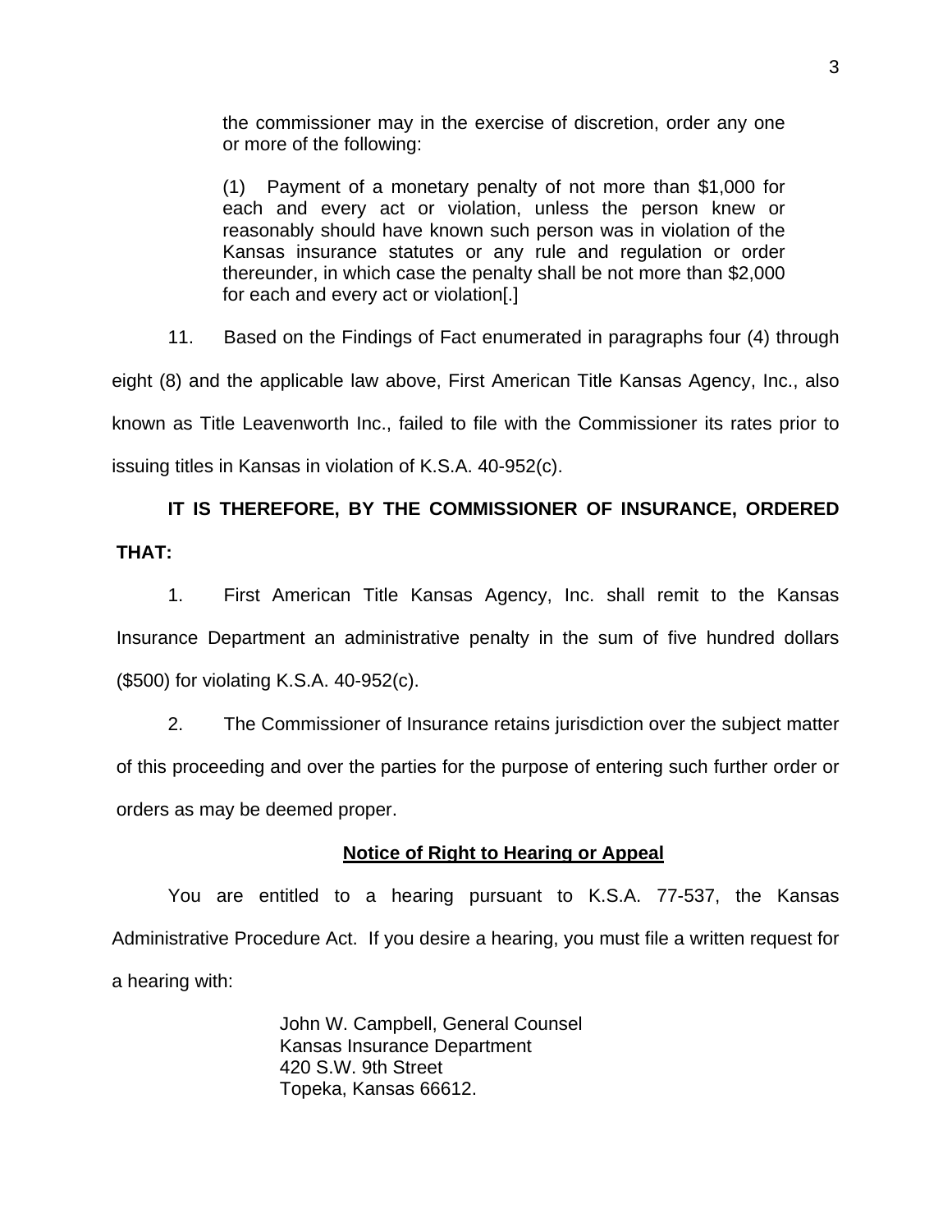> the commissioner may in the exercise of discretion, order any one or more of the following:
>
> (1) Payment of a monetary penalty of not more than $1,000 for each and every act or violation, unless the person knew or reasonably should have known such person was in violation of the Kansas insurance statutes or any rule and regulation or order thereunder, in which case the penalty shall be not more than $2,000 for each and every act or violation[.]

11. Based on the Findings of Fact enumerated in paragraphs four (4) through eight (8) and the applicable law above, First American Title Kansas Agency, Inc., also known as Title Leavenworth Inc., failed to file with the Commissioner its rates prior to issuing titles in Kansas in violation of K.S.A. 40-952(c).

**IT IS THEREFORE, BY THE COMMISSIONER OF INSURANCE, ORDERED THAT:**

1. First American Title Kansas Agency, Inc. shall remit to the Kansas Insurance Department an administrative penalty in the sum of five hundred dollars ($500) for violating K.S.A. 40-952(c).

2. The Commissioner of Insurance retains jurisdiction over the subject matter of this proceeding and over the parties for the purpose of entering such further order or orders as may be deemed proper.

## Notice of Right to Hearing or Appeal

You are entitled to a hearing pursuant to K.S.A. 77-537, the Kansas Administrative Procedure Act. If you desire a hearing, you must file a written request for a hearing with:

John W. Campbell, General Counsel
Kansas Insurance Department
420 S.W. 9th Street
Topeka, Kansas 66612.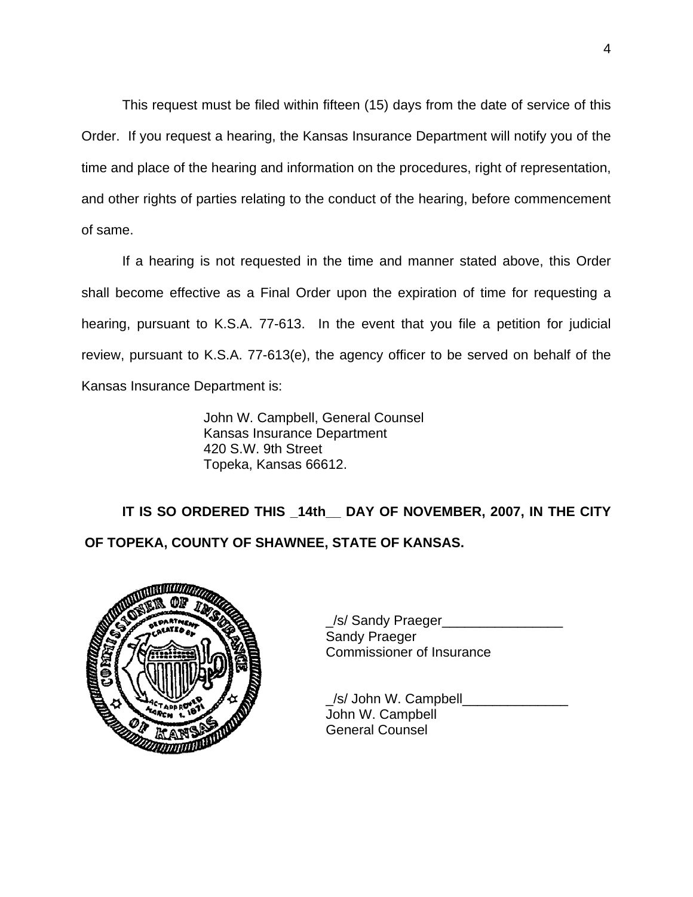This request must be filed within fifteen (15) days from the date of service of this Order. If you request a hearing, the Kansas Insurance Department will notify you of the time and place of the hearing and information on the procedures, right of representation, and other rights of parties relating to the conduct of the hearing, before commencement of same.

If a hearing is not requested in the time and manner stated above, this Order shall become effective as a Final Order upon the expiration of time for requesting a hearing, pursuant to K.S.A. 77-613. In the event that you file a petition for judicial review, pursuant to K.S.A. 77-613(e), the agency officer to be served on behalf of the Kansas Insurance Department is:

John W. Campbell, General Counsel
Kansas Insurance Department
420 S.W. 9th Street
Topeka, Kansas 66612.

**IT IS SO ORDERED THIS _14th__ DAY OF NOVEMBER, 2007, IN THE CITY OF TOPEKA, COUNTY OF SHAWNEE, STATE OF KANSAS.**

_/s/ Sandy Praeger________________
Sandy Praeger
Commissioner of Insurance

_/s/ John W. Campbell______________
John W. Campbell
General Counsel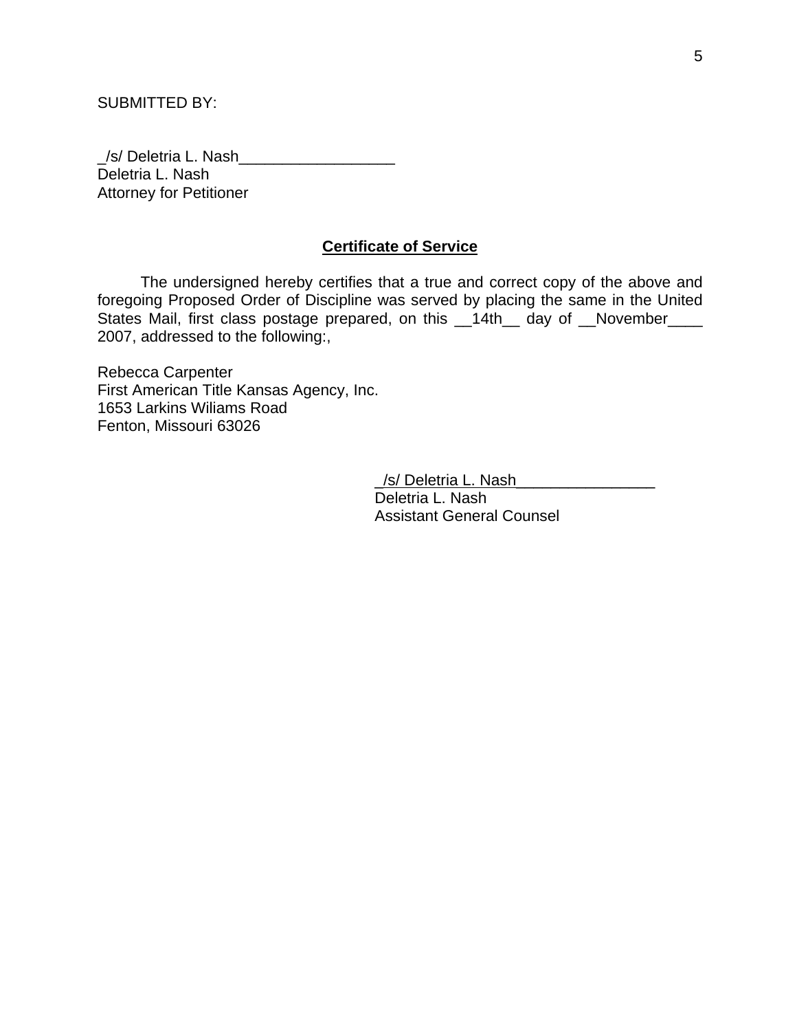SUBMITTED BY:

_/s/ Deletria L. Nash__________________
Deletria L. Nash
Attorney for Petitioner

## **Certificate of Service**

The undersigned hereby certifies that a true and correct copy of the above and foregoing Proposed Order of Discipline was served by placing the same in the United States Mail, first class postage prepared, on this __14th__ day of __November____ 2007, addressed to the following:,

Rebecca Carpenter
First American Title Kansas Agency, Inc.
1653 Larkins Wiliams Road
Fenton, Missouri 63026

_/s/ Deletria L. Nash________________
Deletria L. Nash
Assistant General Counsel